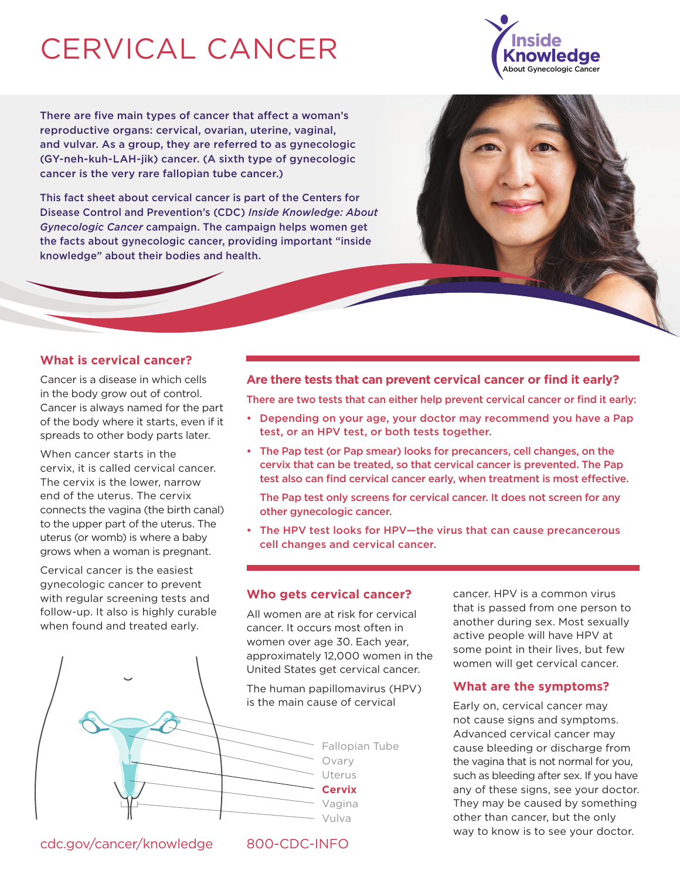# CERVICAL CANCER

Inside Knowledge
About Gynecologic Cancer

**There are five main types of cancer that affect a woman's reproductive organs: cervical, ovarian, uterine, vaginal, and vulvar. As a group, they are referred to as gynecologic (GY-neh-kuh-LAH-jik) cancer. (A sixth type of gynecologic cancer is the very rare fallopian tube cancer.)**

**This fact sheet about cervical cancer is part of the Centers for Disease Control and Prevention's (CDC) *Inside Knowledge: About Gynecologic Cancer* campaign. The campaign helps women get the facts about gynecologic cancer, providing important "inside knowledge" about their bodies and health.**

## What is cervical cancer?

Cancer is a disease in which cells in the body grow out of control. Cancer is always named for the part of the body where it starts, even if it spreads to other body parts later.

When cancer starts in the cervix, it is called cervical cancer. The cervix is the lower, narrow end of the uterus. The cervix connects the vagina (the birth canal) to the upper part of the uterus. The uterus (or womb) is where a baby grows when a woman is pregnant.

Cervical cancer is the easiest gynecologic cancer to prevent with regular screening tests and follow-up. It also is highly curable when found and treated early.

Fallopian Tube
Ovary
Uterus
**Cervix**
Vagina
Vulva

## Are there tests that can prevent cervical cancer or find it early?

**There are two tests that can either help prevent cervical cancer or find it early:**

- **Depending on your age, your doctor may recommend you have a Pap test, or an HPV test, or both tests together.**
- **The Pap test (or Pap smear) looks for precancers, cell changes, on the cervix that can be treated, so that cervical cancer is prevented. The Pap test also can find cervical cancer early, when treatment is most effective.**

  **The Pap test only screens for cervical cancer. It does not screen for any other gynecologic cancer.**
- **The HPV test looks for HPV—the virus that can cause precancerous cell changes and cervical cancer.**

## Who gets cervical cancer?

All women are at risk for cervical cancer. It occurs most often in women over age 30. Each year, approximately 12,000 women in the United States get cervical cancer.

The human papillomavirus (HPV) is the main cause of cervical cancer. HPV is a common virus that is passed from one person to another during sex. Most sexually active people will have HPV at some point in their lives, but few women will get cervical cancer.

## What are the symptoms?

Early on, cervical cancer may not cause signs and symptoms. Advanced cervical cancer may cause bleeding or discharge from the vagina that is not normal for you, such as bleeding after sex. If you have any of these signs, see your doctor. They may be caused by something other than cancer, but the only way to know is to see your doctor.

cdc.gov/cancer/knowledge     800-CDC-INFO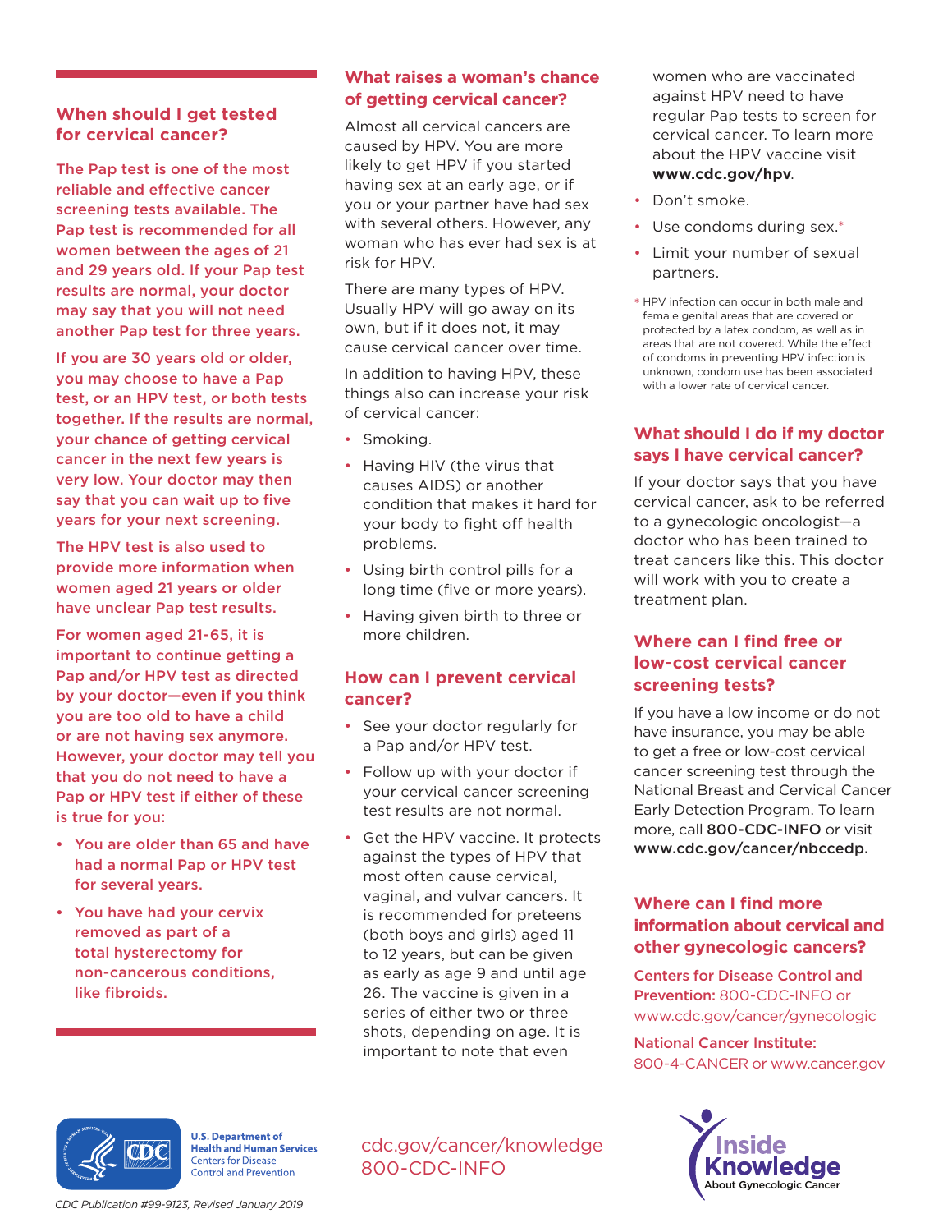## When should I get tested for cervical cancer?

**The Pap test is one of the most reliable and effective cancer screening tests available. The Pap test is recommended for all women between the ages of 21 and 29 years old. If your Pap test results are normal, your doctor may say that you will not need another Pap test for three years.**

**If you are 30 years old or older, you may choose to have a Pap test, or an HPV test, or both tests together. If the results are normal, your chance of getting cervical cancer in the next few years is very low. Your doctor may then say that you can wait up to five years for your next screening.**

**The HPV test is also used to provide more information when women aged 21 years or older have unclear Pap test results.**

**For women aged 21-65, it is important to continue getting a Pap and/or HPV test as directed by your doctor—even if you think you are too old to have a child or are not having sex anymore. However, your doctor may tell you that you do not need to have a Pap or HPV test if either of these is true for you:**

- **You are older than 65 and have had a normal Pap or HPV test for several years.**
- **You have had your cervix removed as part of a total hysterectomy for non-cancerous conditions, like fibroids.**

## What raises a woman's chance of getting cervical cancer?

Almost all cervical cancers are caused by HPV. You are more likely to get HPV if you started having sex at an early age, or if you or your partner have had sex with several others. However, any woman who has ever had sex is at risk for HPV.

There are many types of HPV. Usually HPV will go away on its own, but if it does not, it may cause cervical cancer over time.

In addition to having HPV, these things also can increase your risk of cervical cancer:

- Smoking.
- Having HIV (the virus that causes AIDS) or another condition that makes it hard for your body to fight off health problems.
- Using birth control pills for a long time (five or more years).
- Having given birth to three or more children.

## How can I prevent cervical cancer?

- See your doctor regularly for a Pap and/or HPV test.
- Follow up with your doctor if your cervical cancer screening test results are not normal.
- Get the HPV vaccine. It protects against the types of HPV that most often cause cervical, vaginal, and vulvar cancers. It is recommended for preteens (both boys and girls) aged 11 to 12 years, but can be given as early as age 9 and until age 26. The vaccine is given in a series of either two or three shots, depending on age. It is important to note that even women who are vaccinated against HPV need to have regular Pap tests to screen for cervical cancer. To learn more about the HPV vaccine visit **www.cdc.gov/hpv**.
- Don't smoke.
- Use condoms during sex.*
- Limit your number of sexual partners.

\* HPV infection can occur in both male and female genital areas that are covered or protected by a latex condom, as well as in areas that are not covered. While the effect of condoms in preventing HPV infection is unknown, condom use has been associated with a lower rate of cervical cancer.

## What should I do if my doctor says I have cervical cancer?

If your doctor says that you have cervical cancer, ask to be referred to a gynecologic oncologist—a doctor who has been trained to treat cancers like this. This doctor will work with you to create a treatment plan.

## Where can I find free or low-cost cervical cancer screening tests?

If you have a low income or do not have insurance, you may be able to get a free or low-cost cervical cancer screening test through the National Breast and Cervical Cancer Early Detection Program. To learn more, call **800-CDC-INFO** or visit **www.cdc.gov/cancer/nbccedp.**

## Where can I find more information about cervical and other gynecologic cancers?

**Centers for Disease Control and Prevention:** 800-CDC-INFO or www.cdc.gov/cancer/gynecologic

**National Cancer Institute:** 800-4-CANCER or www.cancer.gov

U.S. Department of Health and Human Services
Centers for Disease Control and Prevention

cdc.gov/cancer/knowledge
800-CDC-INFO

Inside Knowledge About Gynecologic Cancer

*CDC Publication #99-9123, Revised January 2019*